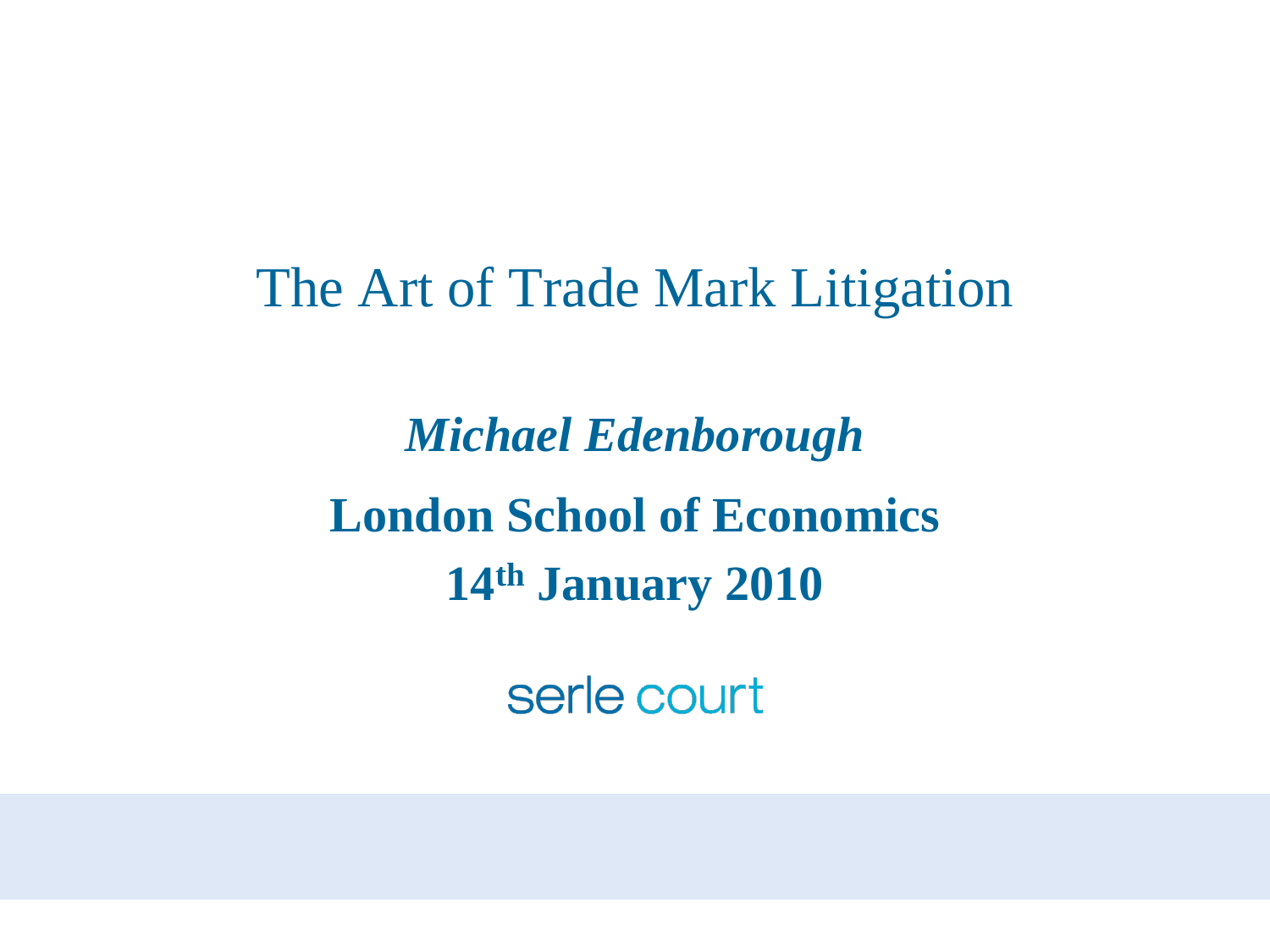# The Art of Trade Mark Litigation

***Michael Edenborough***

**London School of Economics**

**14th January 2010**

serle court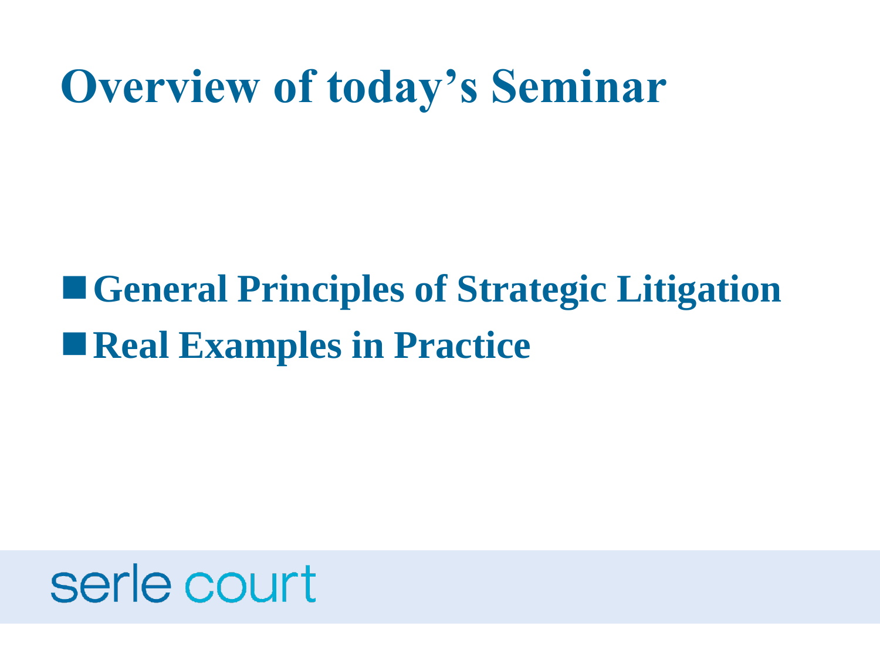# Overview of today's Seminar

- **General Principles of Strategic Litigation**
- **Real Examples in Practice**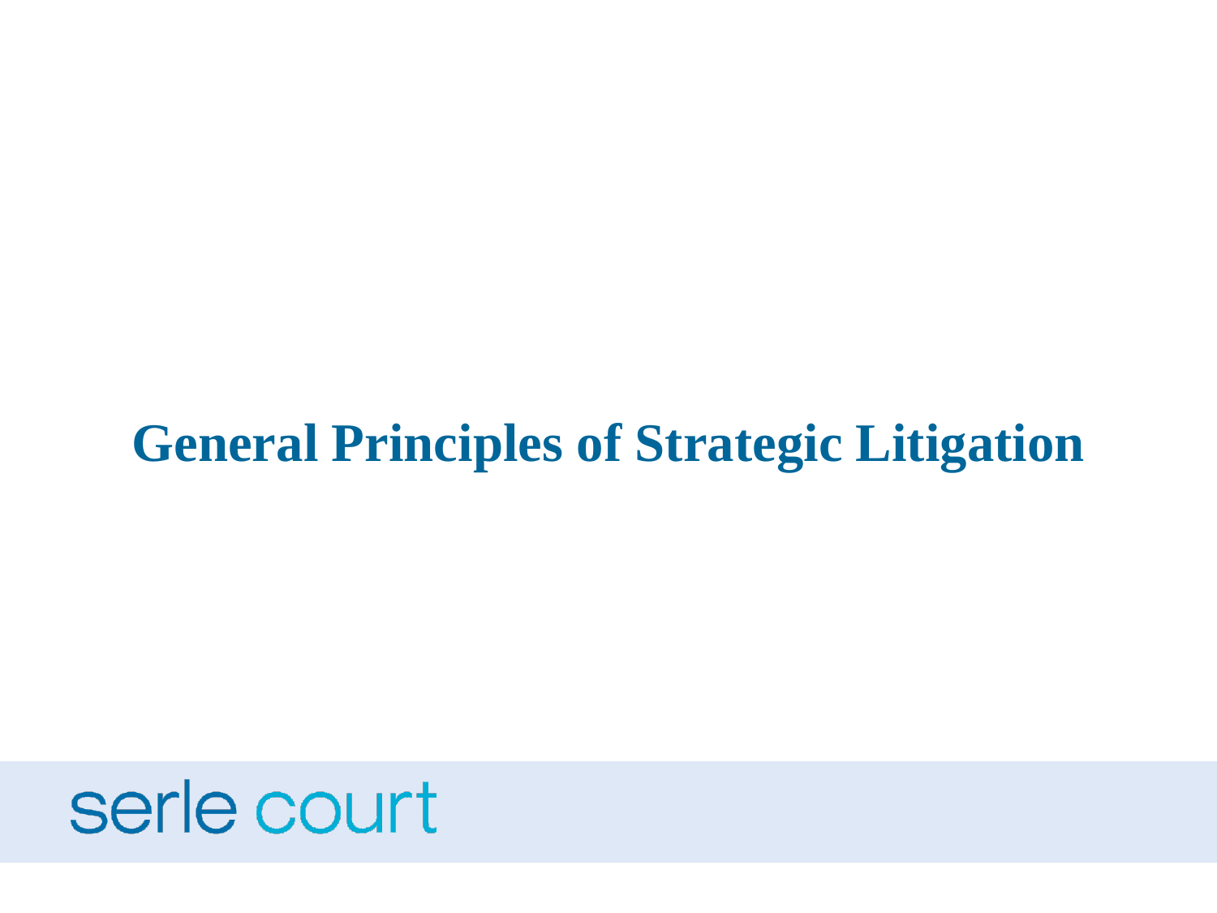# General Principles of Strategic Litigation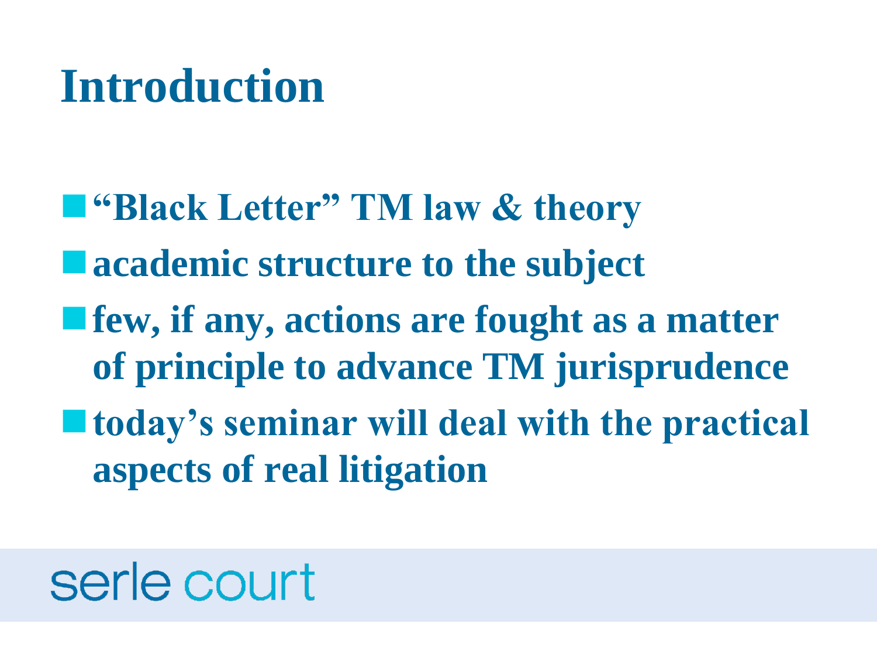# Introduction

- **"Black Letter" TM law & theory**
- **academic structure to the subject**
- **few, if any, actions are fought as a matter of principle to advance TM jurisprudence**
- **today's seminar will deal with the practical aspects of real litigation**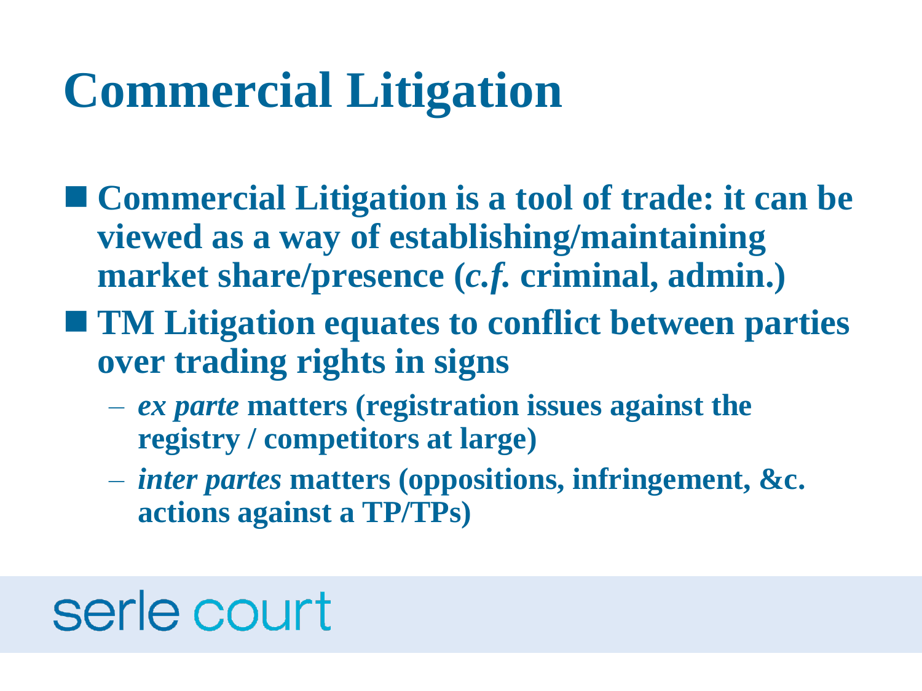# Commercial Litigation

- **Commercial Litigation is a tool of trade: it can be viewed as a way of establishing/maintaining market share/presence (*c.f.* criminal, admin.)**
- **TM Litigation equates to conflict between parties over trading rights in signs**
  - ***ex parte* matters (registration issues against the registry / competitors at large)**
  - ***inter partes* matters (oppositions, infringement, &c. actions against a TP/TPs)**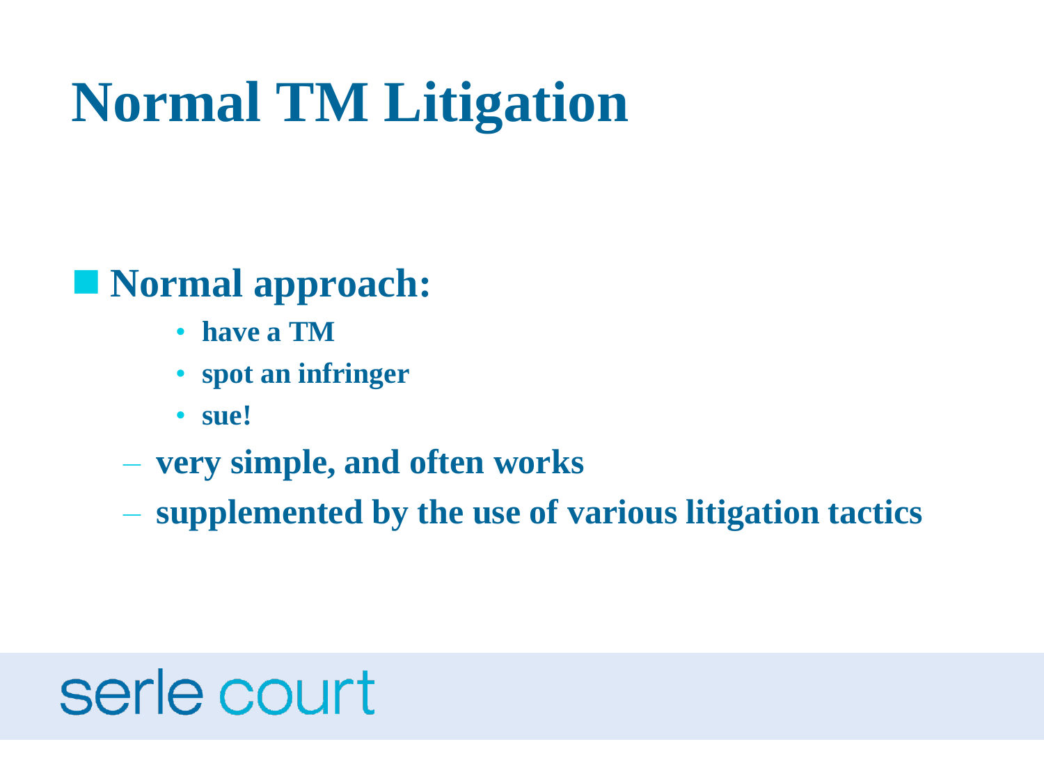# Normal TM Litigation

- **Normal approach:**
  - **have a TM**
  - **spot an infringer**
  - **sue!**
  - **very simple, and often works**
  - **supplemented by the use of various litigation tactics**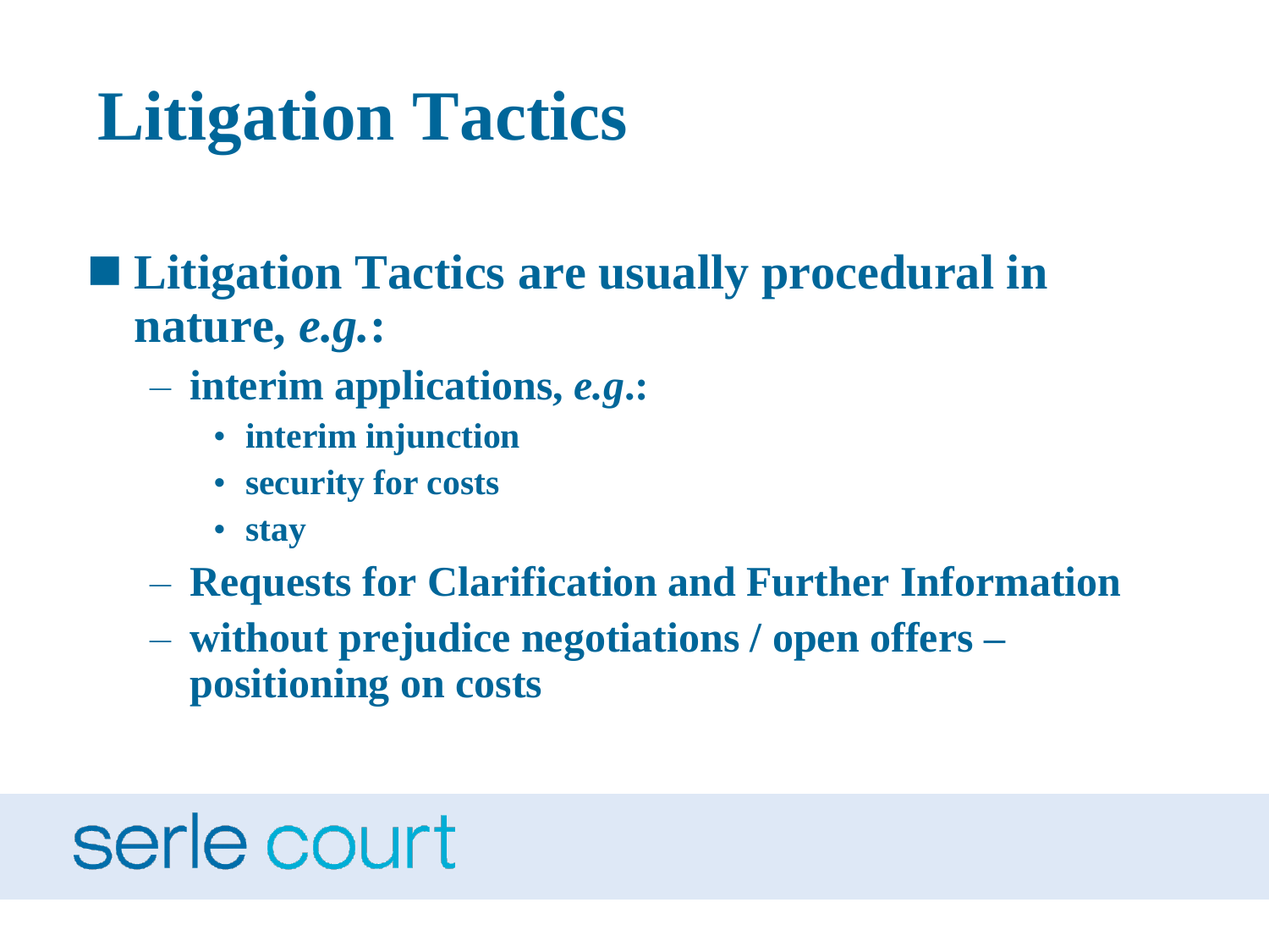# Litigation Tactics

- **Litigation Tactics are usually procedural in nature, *e.g.*:**
  - **interim applications, *e.g.*:**
    - **interim injunction**
    - **security for costs**
    - **stay**
  - **Requests for Clarification and Further Information**
  - **without prejudice negotiations / open offers – positioning on costs**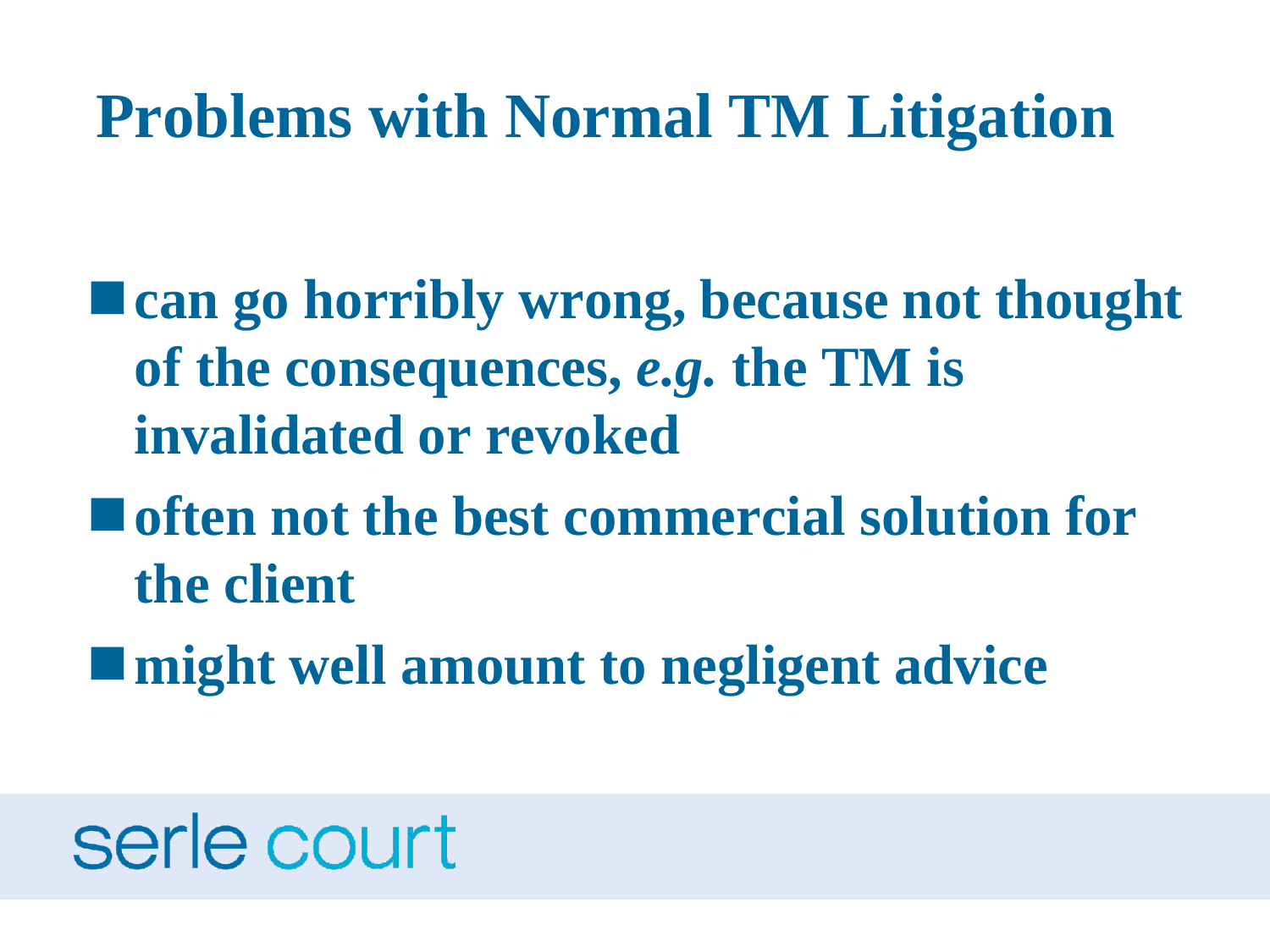# Problems with Normal TM Litigation

- **can go horribly wrong, because not thought of the consequences, *e.g.* the TM is invalidated or revoked**
- **often not the best commercial solution for the client**
- **might well amount to negligent advice**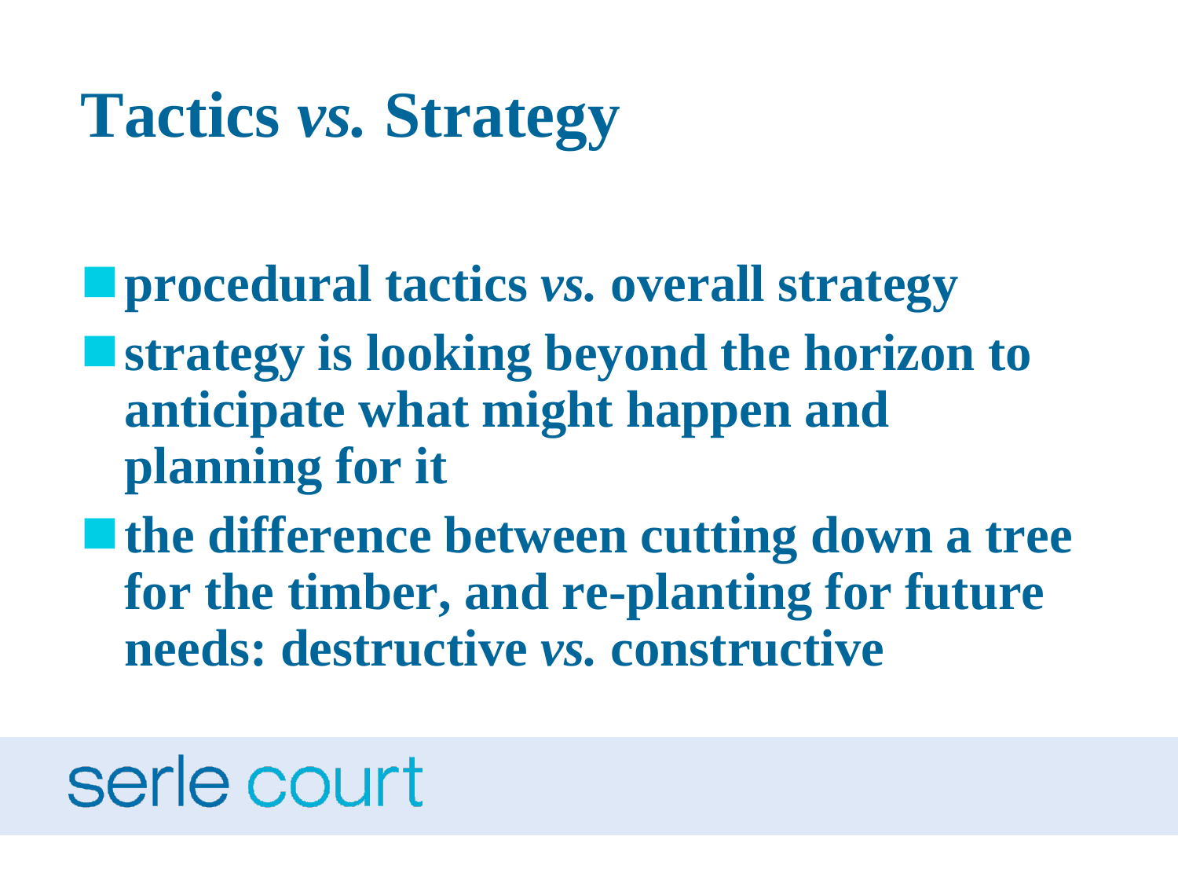# Tactics *vs.* Strategy

- **procedural tactics *vs.* overall strategy**
- **strategy is looking beyond the horizon to anticipate what might happen and planning for it**
- **the difference between cutting down a tree for the timber, and re-planting for future needs: destructive *vs.* constructive**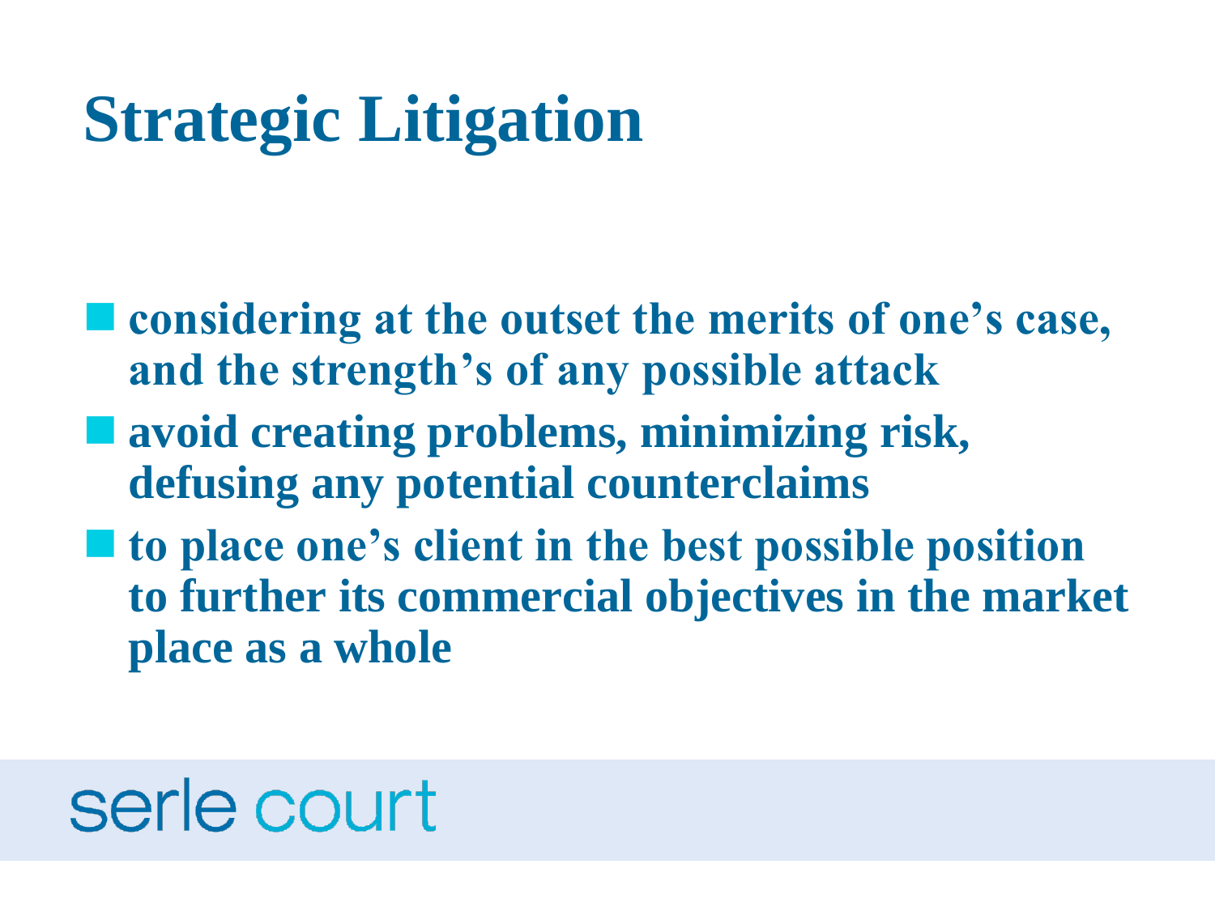# Strategic Litigation

- **considering at the outset the merits of one's case, and the strength's of any possible attack**
- **avoid creating problems, minimizing risk, defusing any potential counterclaims**
- **to place one's client in the best possible position to further its commercial objectives in the market place as a whole**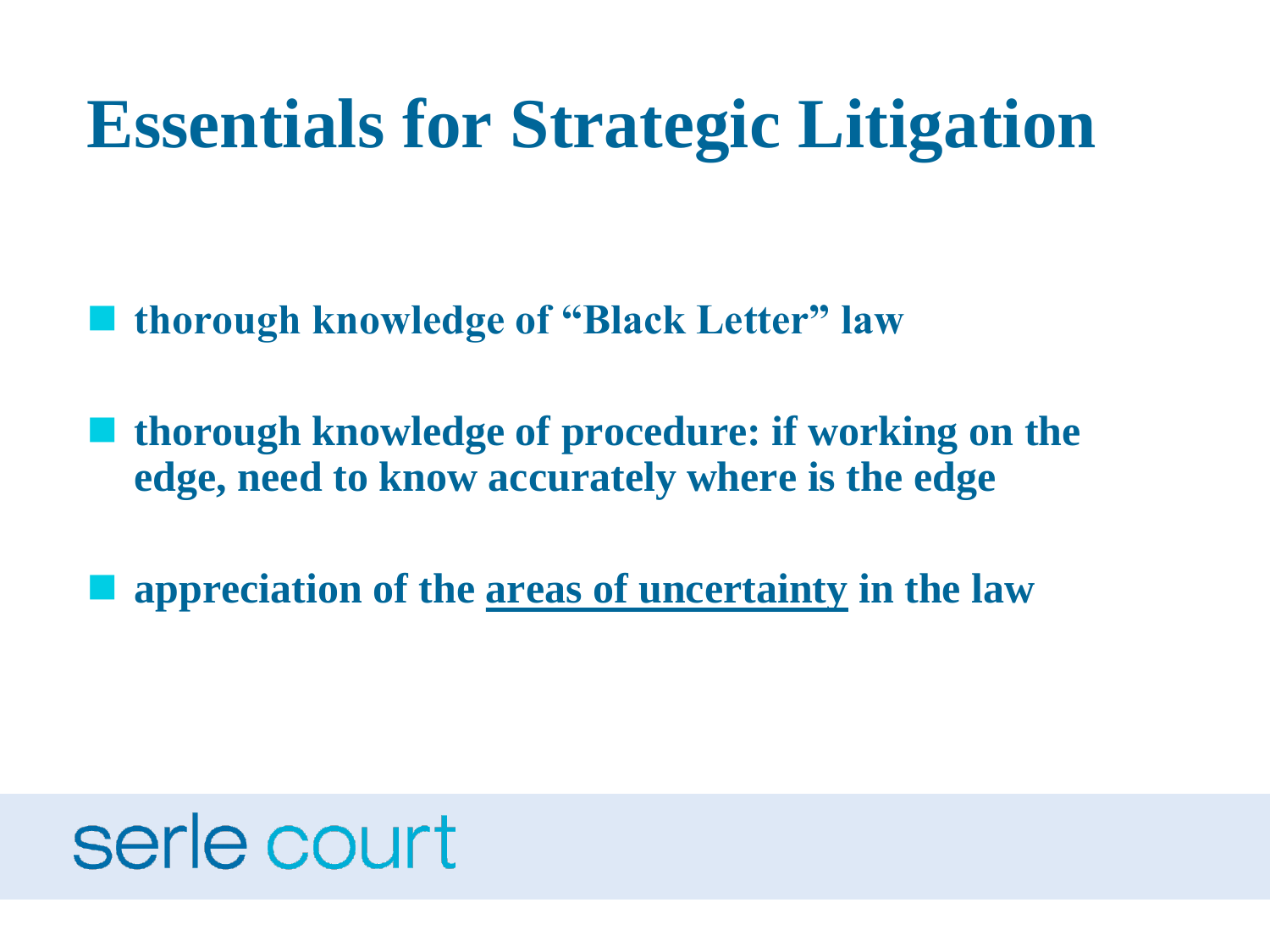# Essentials for Strategic Litigation

- thorough knowledge of "Black Letter" law
- thorough knowledge of procedure: if working on the edge, need to know accurately where is the edge
- appreciation of the areas of uncertainty in the law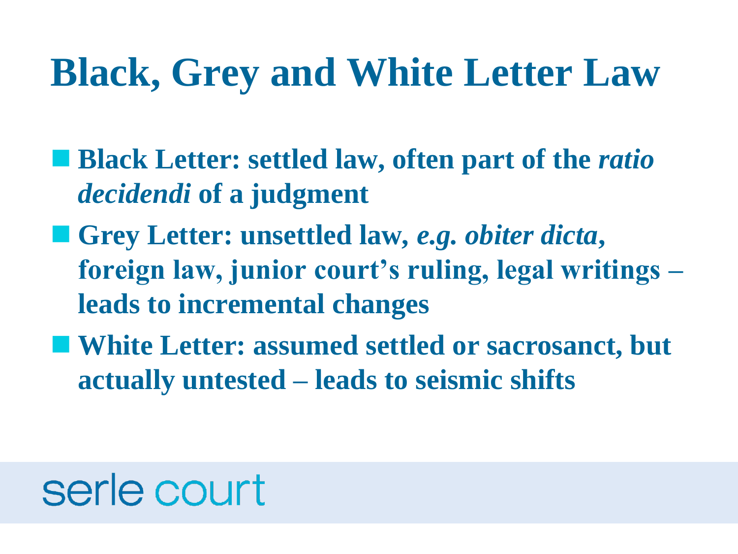# Black, Grey and White Letter Law

- **Black Letter: settled law, often part of the *ratio decidendi* of a judgment**
- **Grey Letter: unsettled law, *e.g. obiter dicta*, foreign law, junior court's ruling, legal writings – leads to incremental changes**
- **White Letter: assumed settled or sacrosanct, but actually untested – leads to seismic shifts**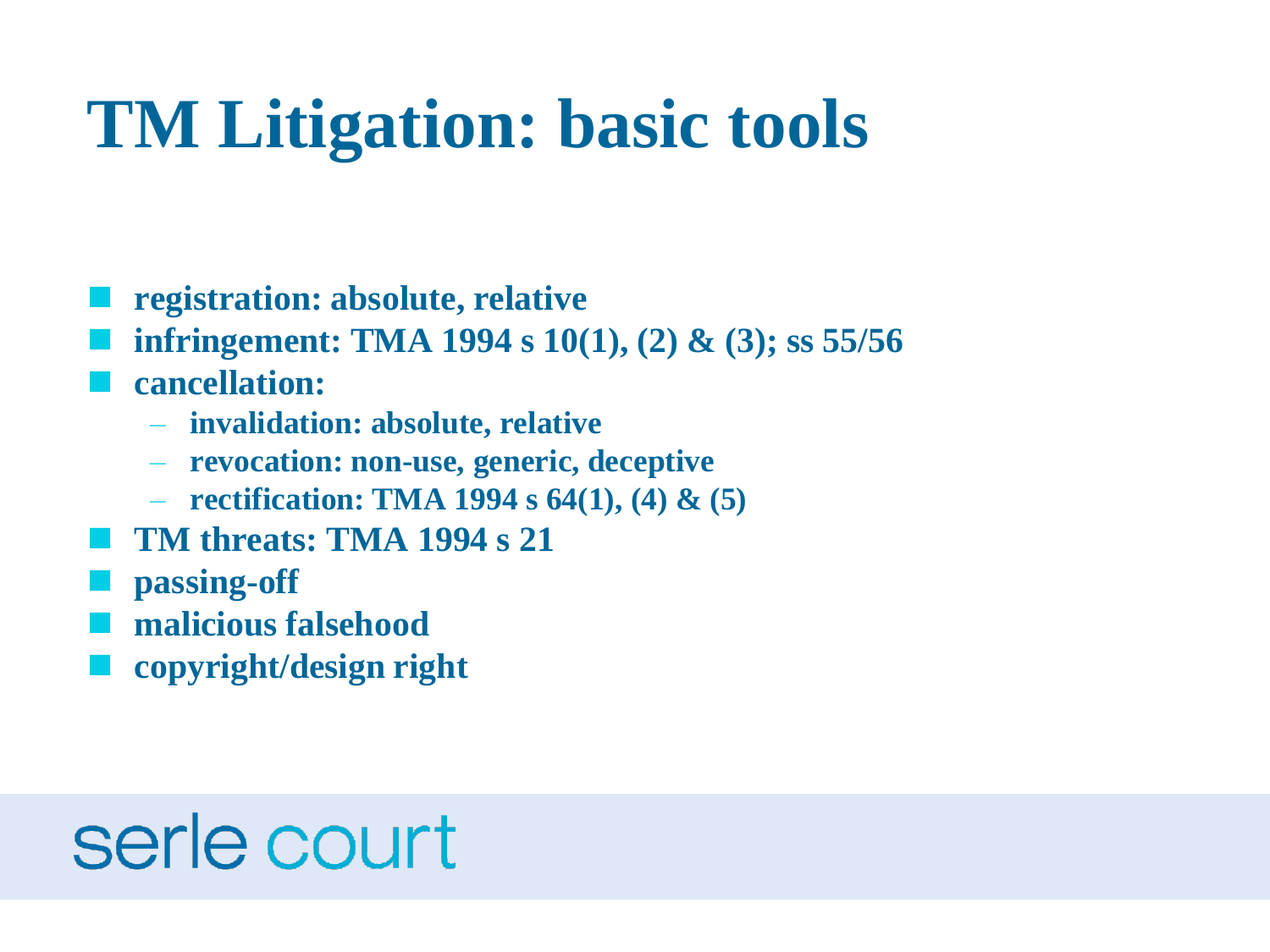# TM Litigation: basic tools

- **registration: absolute, relative**
- **infringement: TMA 1994 s 10(1), (2) & (3); ss 55/56**
- **cancellation:**
  - **invalidation: absolute, relative**
  - **revocation: non-use, generic, deceptive**
  - **rectification: TMA 1994 s 64(1), (4) & (5)**
- **TM threats: TMA 1994 s 21**
- **passing-off**
- **malicious falsehood**
- **copyright/design right**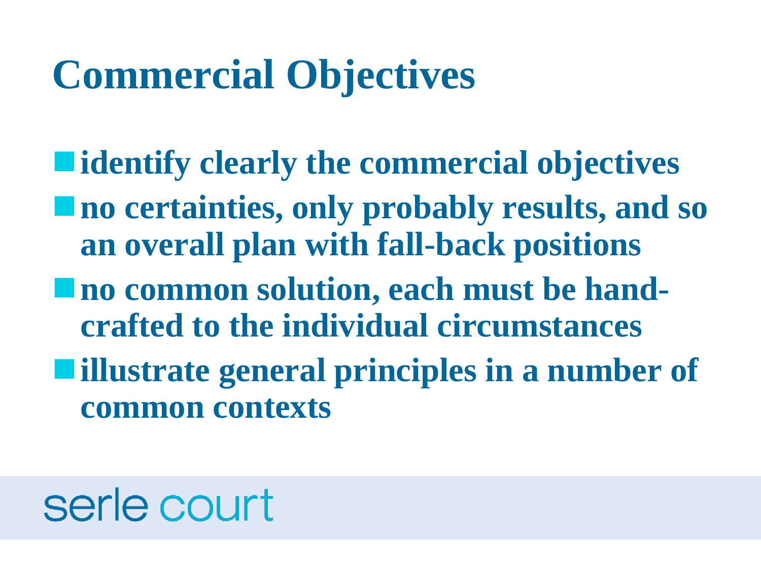# Commercial Objectives

- identify clearly the commercial objectives
- no certainties, only probably results, and so an overall plan with fall-back positions
- no common solution, each must be hand-crafted to the individual circumstances
- illustrate general principles in a number of common contexts

serle court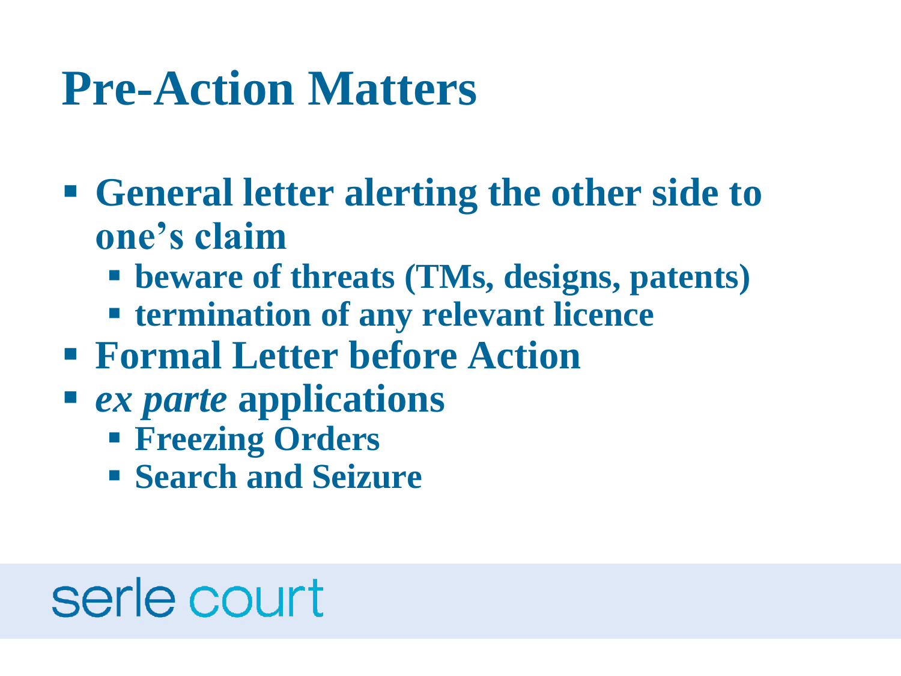# Pre-Action Matters

- **General letter alerting the other side to one's claim**
  - **beware of threats (TMs, designs, patents)**
  - **termination of any relevant licence**
- **Formal Letter before Action**
- ***ex parte* applications**
  - **Freezing Orders**
  - **Search and Seizure**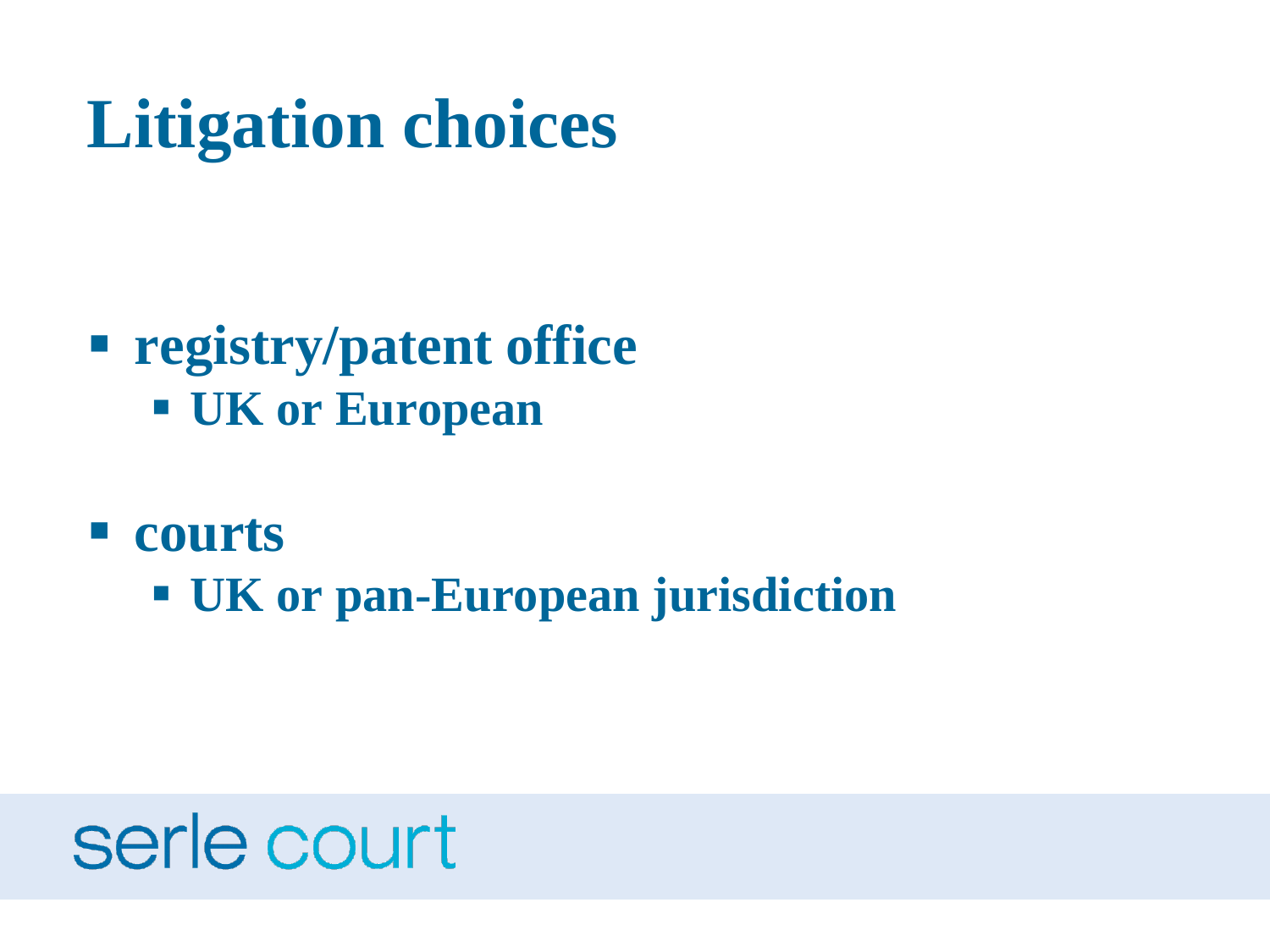# Litigation choices

- **registry/patent office**
  - **UK or European**
- **courts**
  - **UK or pan-European jurisdiction**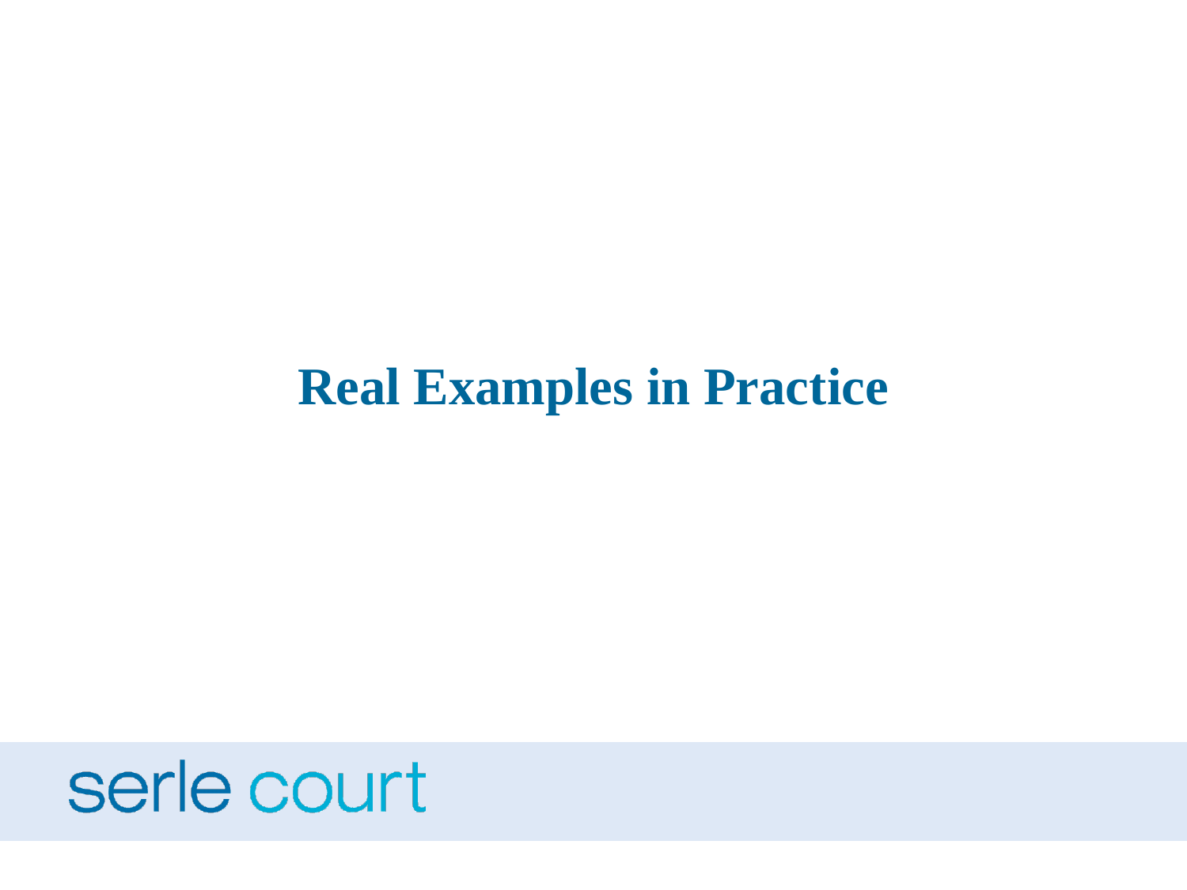# Real Examples in Practice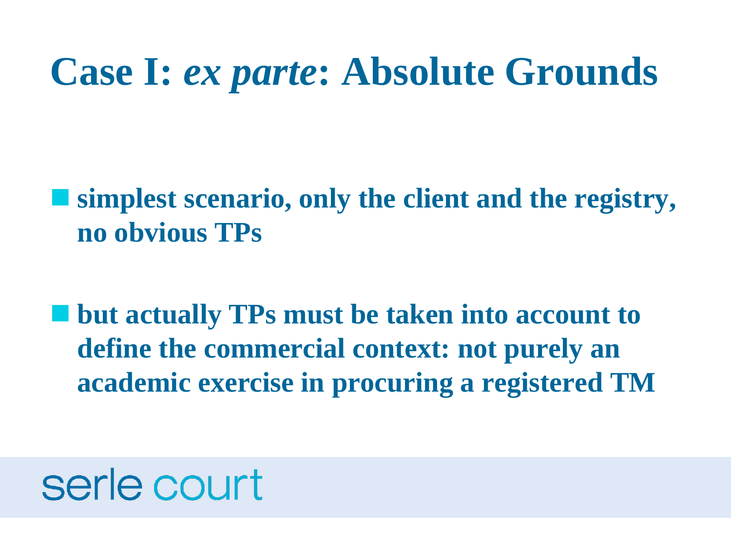# Case I: *ex parte*: Absolute Grounds

- **simplest scenario, only the client and the registry, no obvious TPs**

- **but actually TPs must be taken into account to define the commercial context: not purely an academic exercise in procuring a registered TM**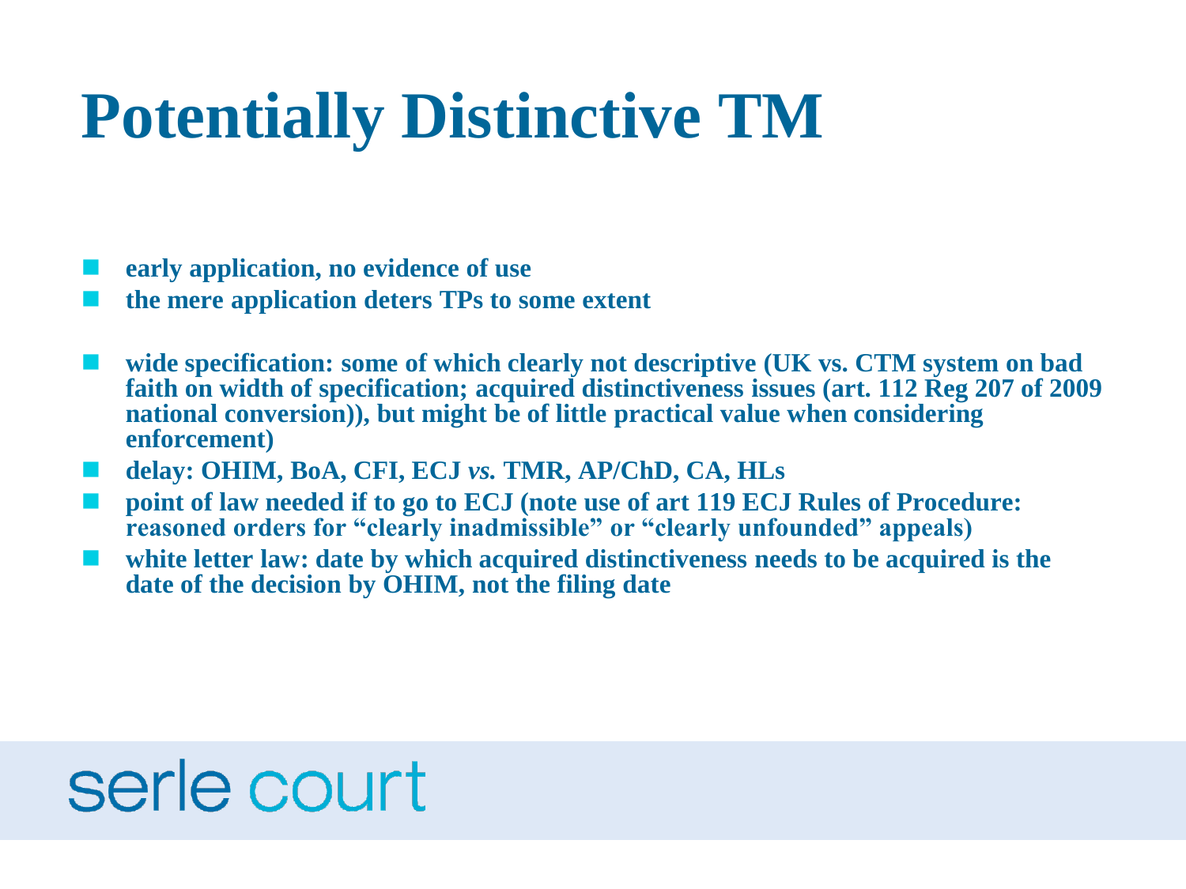# Potentially Distinctive TM

- **early application, no evidence of use**
- **the mere application deters TPs to some extent**

- **wide specification: some of which clearly not descriptive (UK vs. CTM system on bad faith on width of specification; acquired distinctiveness issues (art. 112 Reg 207 of 2009 national conversion)), but might be of little practical value when considering enforcement)**
- **delay: OHIM, BoA, CFI, ECJ *vs.* TMR, AP/ChD, CA, HLs**
- **point of law needed if to go to ECJ (note use of art 119 ECJ Rules of Procedure: reasoned orders for "clearly inadmissible" or "clearly unfounded" appeals)**
- **white letter law: date by which acquired distinctiveness needs to be acquired is the date of the decision by OHIM, not the filing date**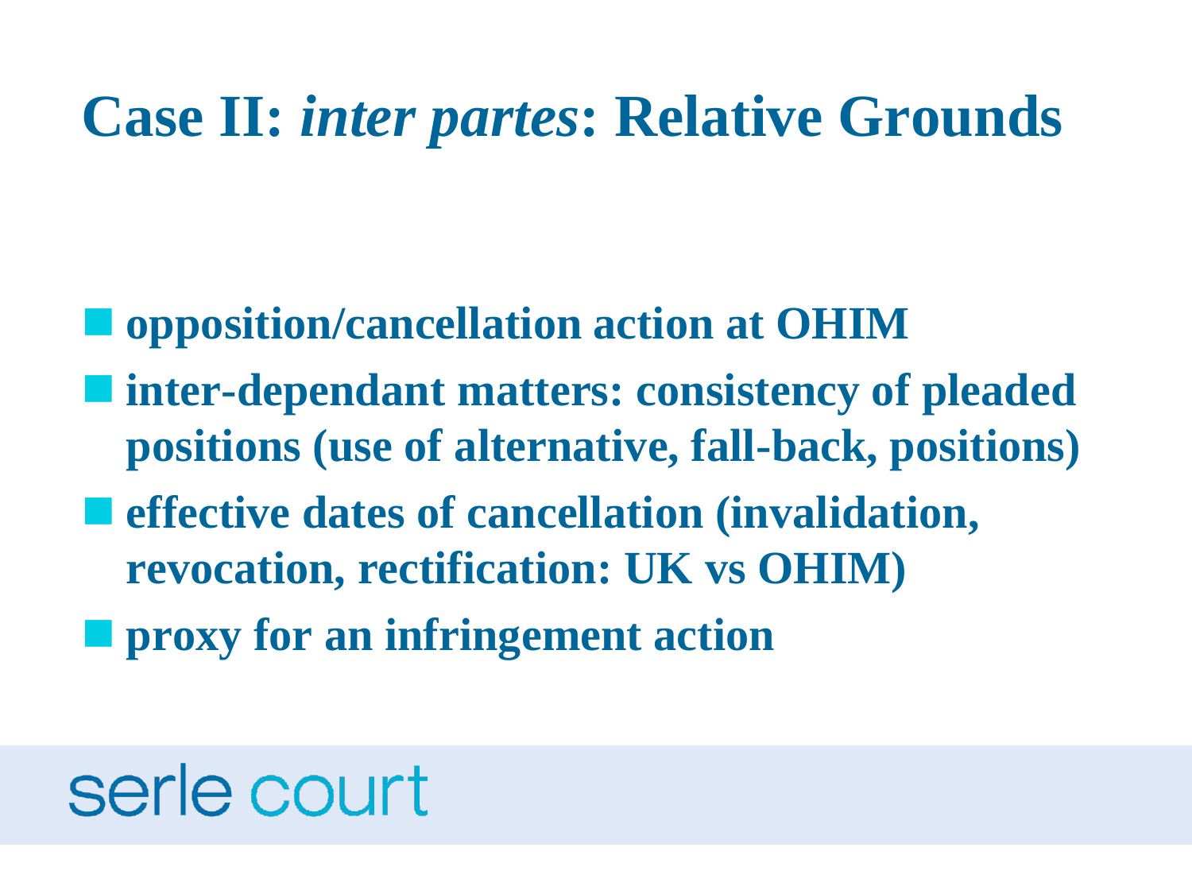# Case II: *inter partes*: Relative Grounds

- **opposition/cancellation action at OHIM**
- **inter-dependant matters: consistency of pleaded positions (use of alternative, fall-back, positions)**
- **effective dates of cancellation (invalidation, revocation, rectification: UK vs OHIM)**
- **proxy for an infringement action**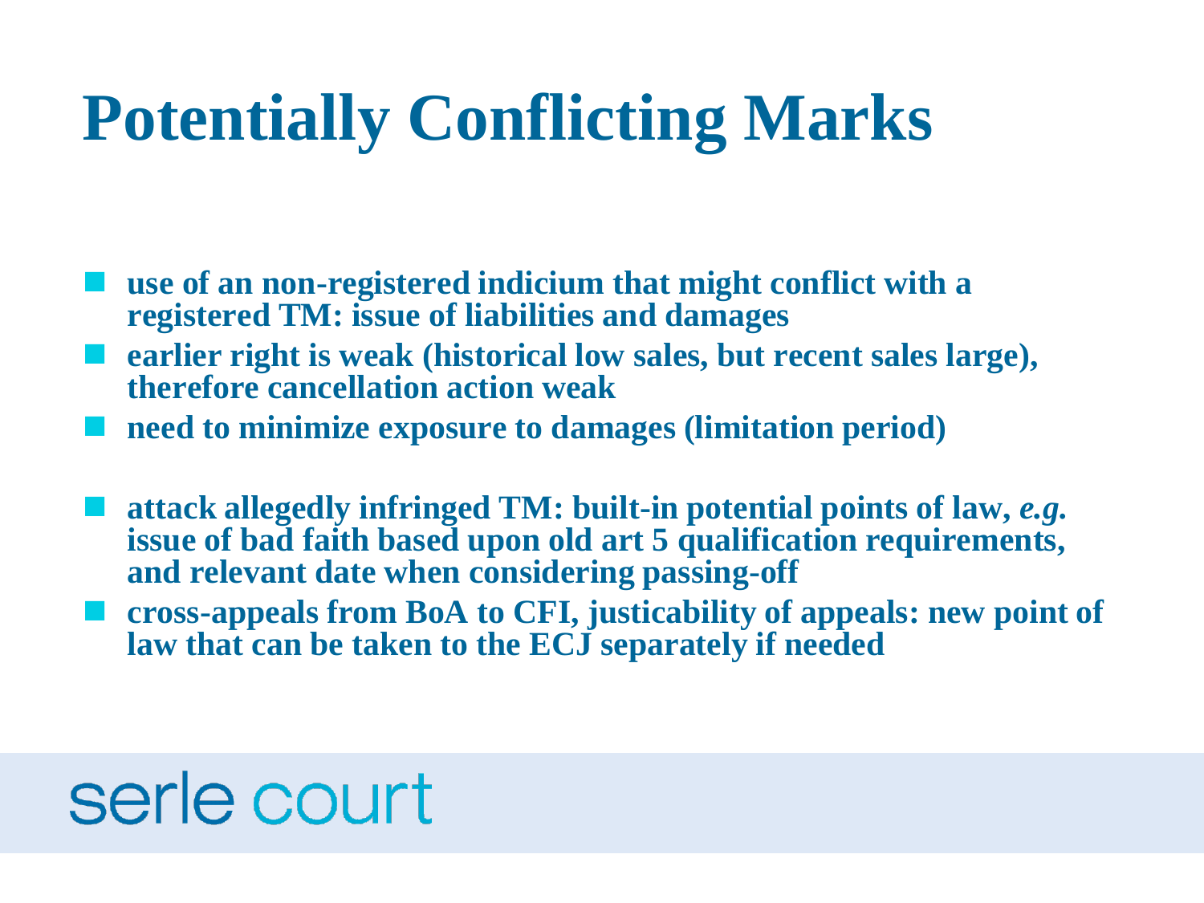# Potentially Conflicting Marks

- **use of an non-registered indicium that might conflict with a registered TM: issue of liabilities and damages**
- **earlier right is weak (historical low sales, but recent sales large), therefore cancellation action weak**
- **need to minimize exposure to damages (limitation period)**

- **attack allegedly infringed TM: built-in potential points of law, *e.g.* issue of bad faith based upon old art 5 qualification requirements, and relevant date when considering passing-off**
- **cross-appeals from BoA to CFI, justicability of appeals: new point of law that can be taken to the ECJ separately if needed**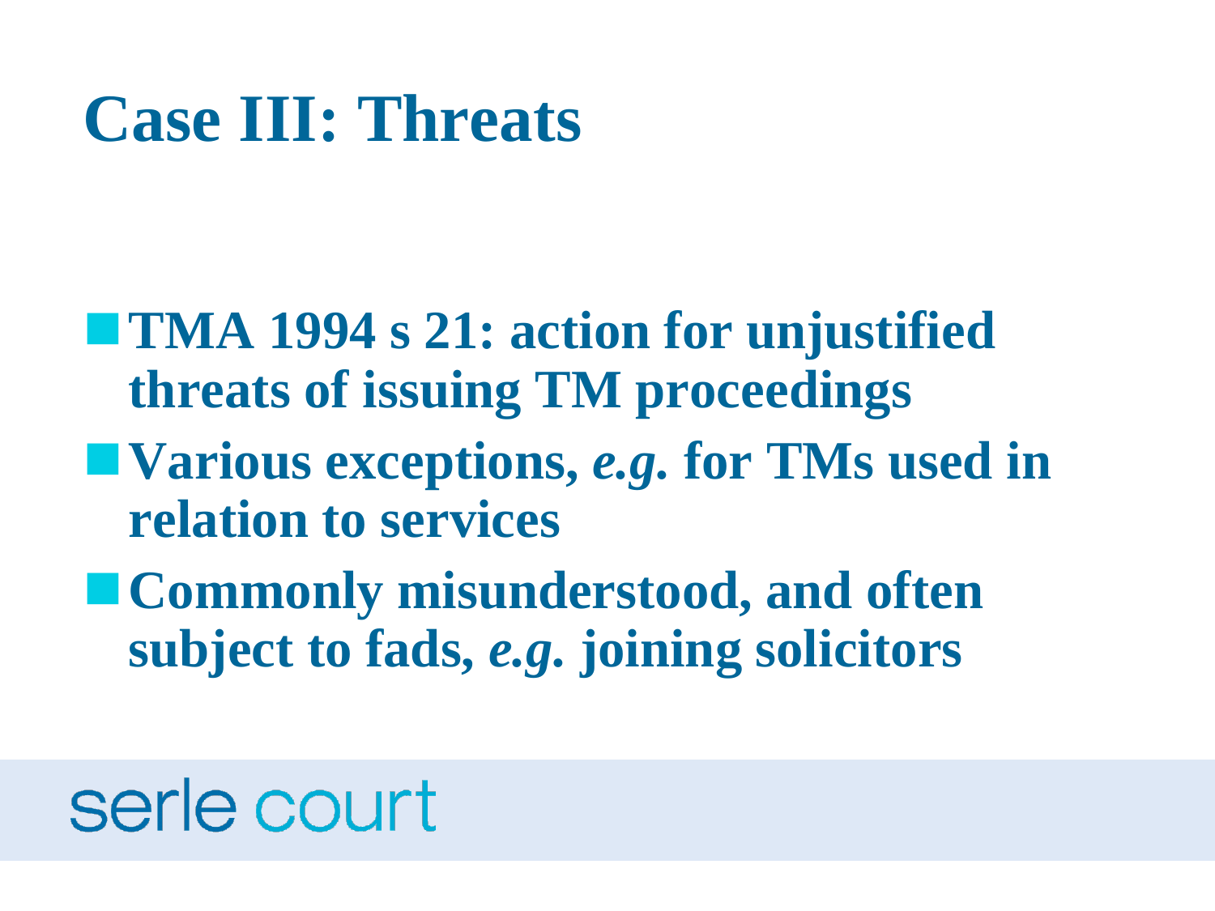# Case III: Threats

- **TMA 1994 s 21: action for unjustified threats of issuing TM proceedings**
- **Various exceptions, *e.g.* for TMs used in relation to services**
- **Commonly misunderstood, and often subject to fads, *e.g.* joining solicitors**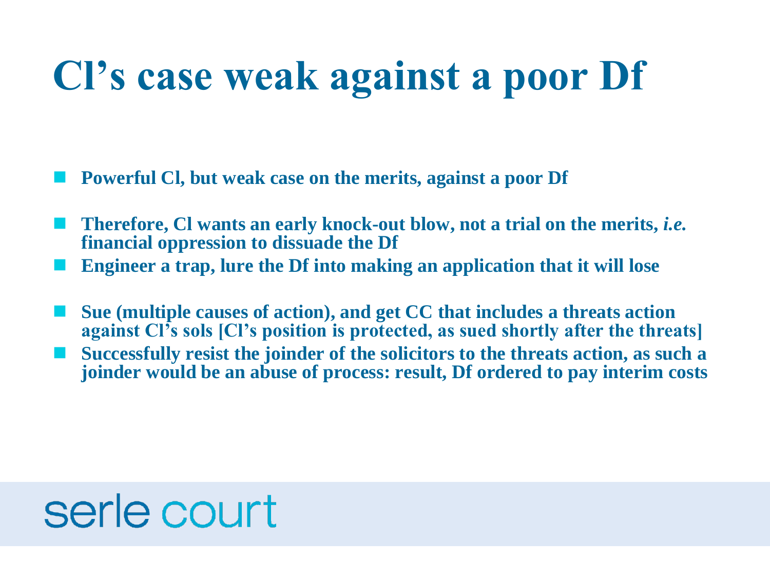# Cl's case weak against a poor Df

- **Powerful Cl, but weak case on the merits, against a poor Df**
- **Therefore, Cl wants an early knock-out blow, not a trial on the merits, *i.e.* financial oppression to dissuade the Df**
- **Engineer a trap, lure the Df into making an application that it will lose**
- **Sue (multiple causes of action), and get CC that includes a threats action against Cl's sols [Cl's position is protected, as sued shortly after the threats]**
- **Successfully resist the joinder of the solicitors to the threats action, as such a joinder would be an abuse of process: result, Df ordered to pay interim costs**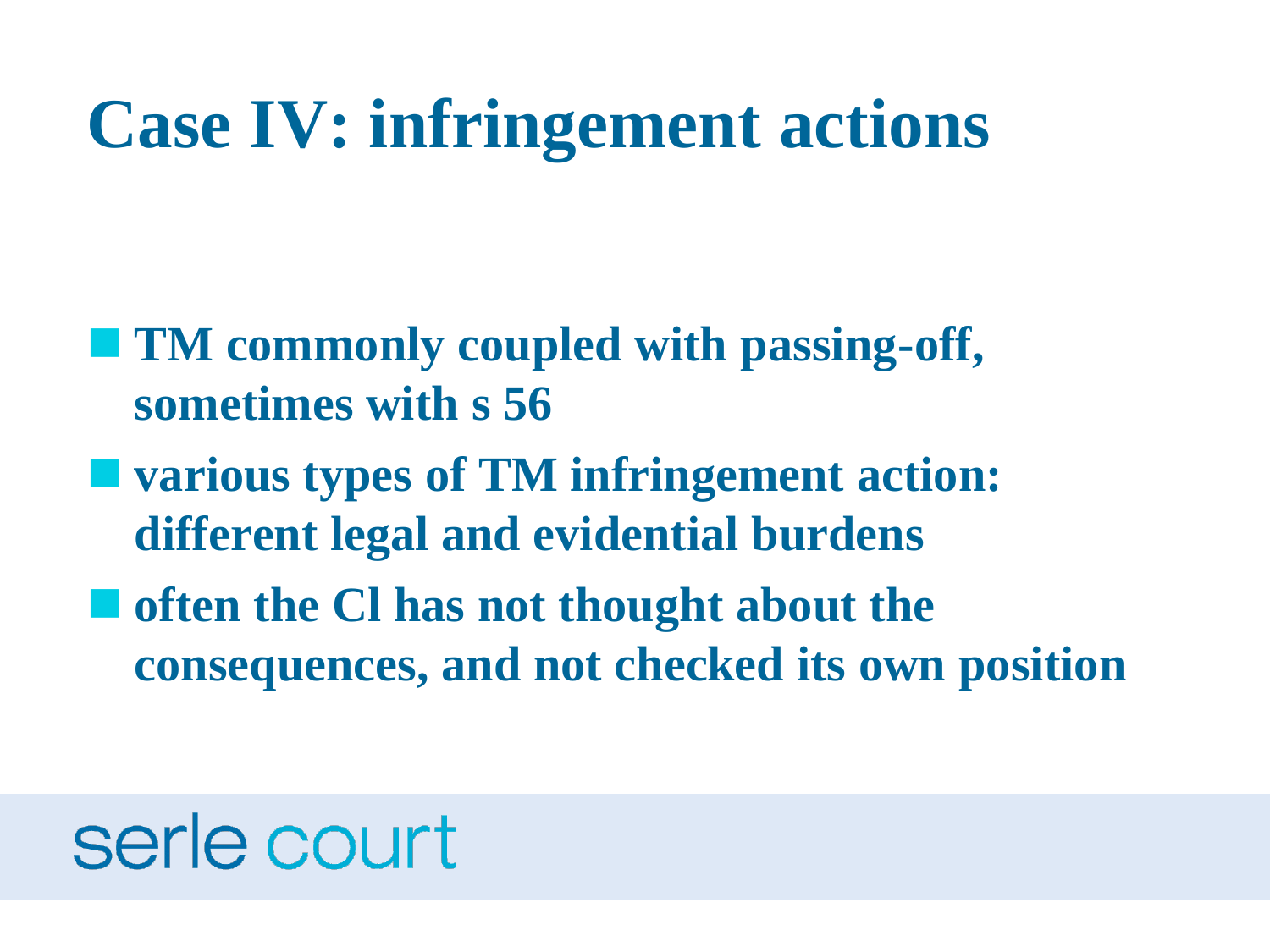# Case IV: infringement actions

- **TM commonly coupled with passing-off, sometimes with s 56**
- **various types of TM infringement action: different legal and evidential burdens**
- **often the Cl has not thought about the consequences, and not checked its own position**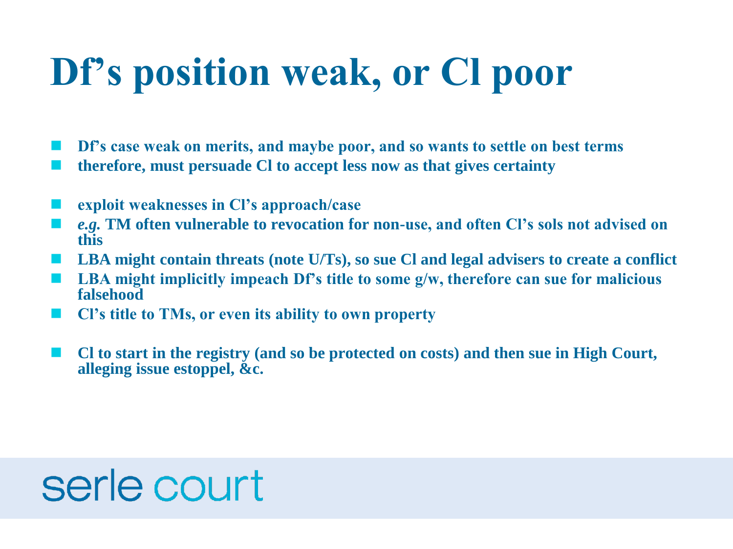# Df's position weak, or Cl poor

- **Df's case weak on merits, and maybe poor, and so wants to settle on best terms**
- **therefore, must persuade Cl to accept less now as that gives certainty**

- **exploit weaknesses in Cl's approach/case**
- ***e.g.* TM often vulnerable to revocation for non-use, and often Cl's sols not advised on this**
- **LBA might contain threats (note U/Ts), so sue Cl and legal advisers to create a conflict**
- **LBA might implicitly impeach Df's title to some g/w, therefore can sue for malicious falsehood**
- **Cl's title to TMs, or even its ability to own property**

- **Cl to start in the registry (and so be protected on costs) and then sue in High Court, alleging issue estoppel, &c.**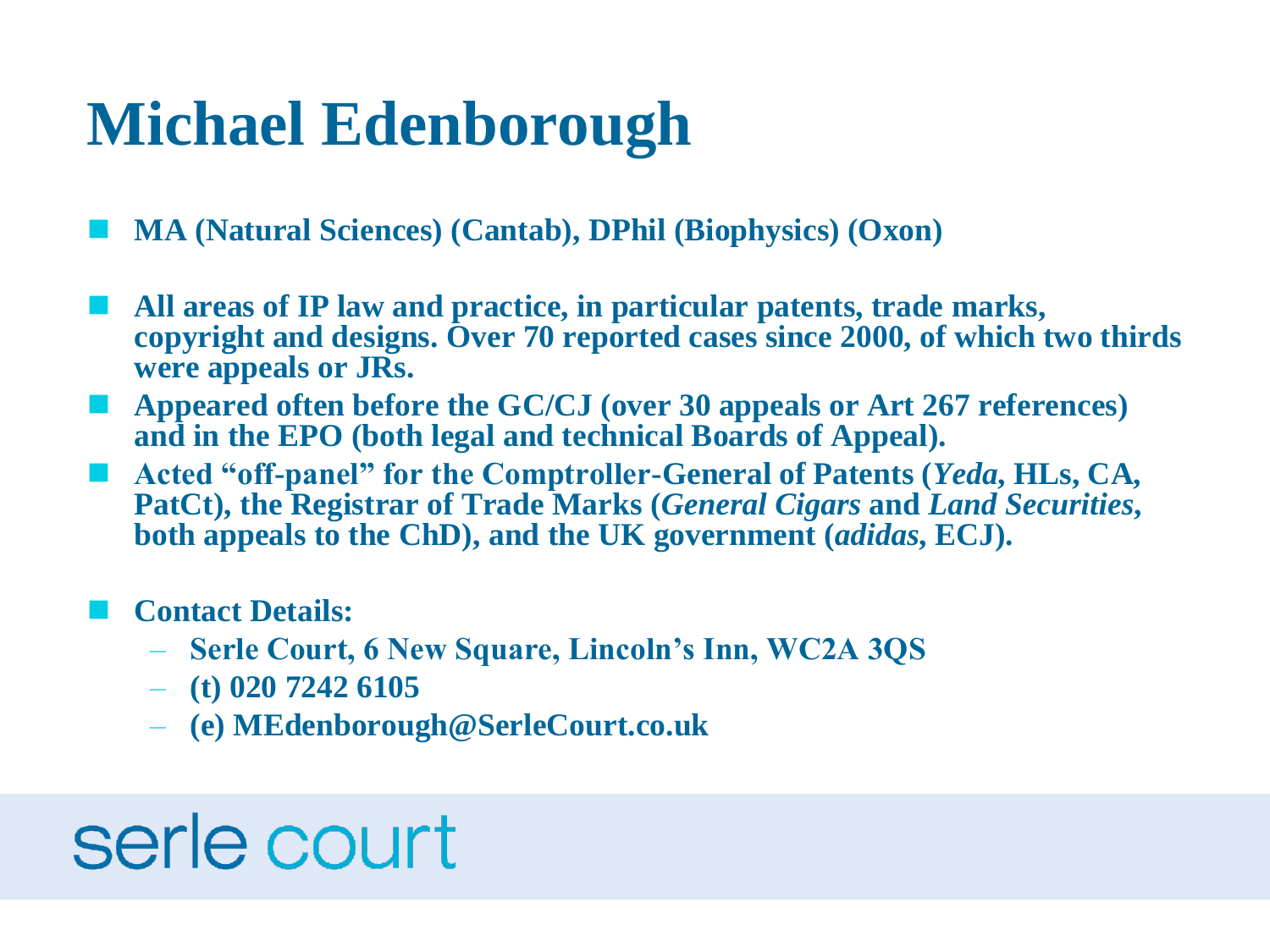# Michael Edenborough

- **MA (Natural Sciences) (Cantab), DPhil (Biophysics) (Oxon)**

- **All areas of IP law and practice, in particular patents, trade marks, copyright and designs. Over 70 reported cases since 2000, of which two thirds were appeals or JRs.**
- **Appeared often before the GC/CJ (over 30 appeals or Art 267 references) and in the EPO (both legal and technical Boards of Appeal).**
- **Acted "off-panel" for the Comptroller-General of Patents (*Yeda*, HLs, CA, PatCt), the Registrar of Trade Marks (*General Cigars* and *Land Securities*, both appeals to the ChD), and the UK government (*adidas*, ECJ).**

- **Contact Details:**
  - **Serle Court, 6 New Square, Lincoln's Inn, WC2A 3QS**
  - **(t) 020 7242 6105**
  - **(e) MEdenborough@SerleCourt.co.uk**

serle court